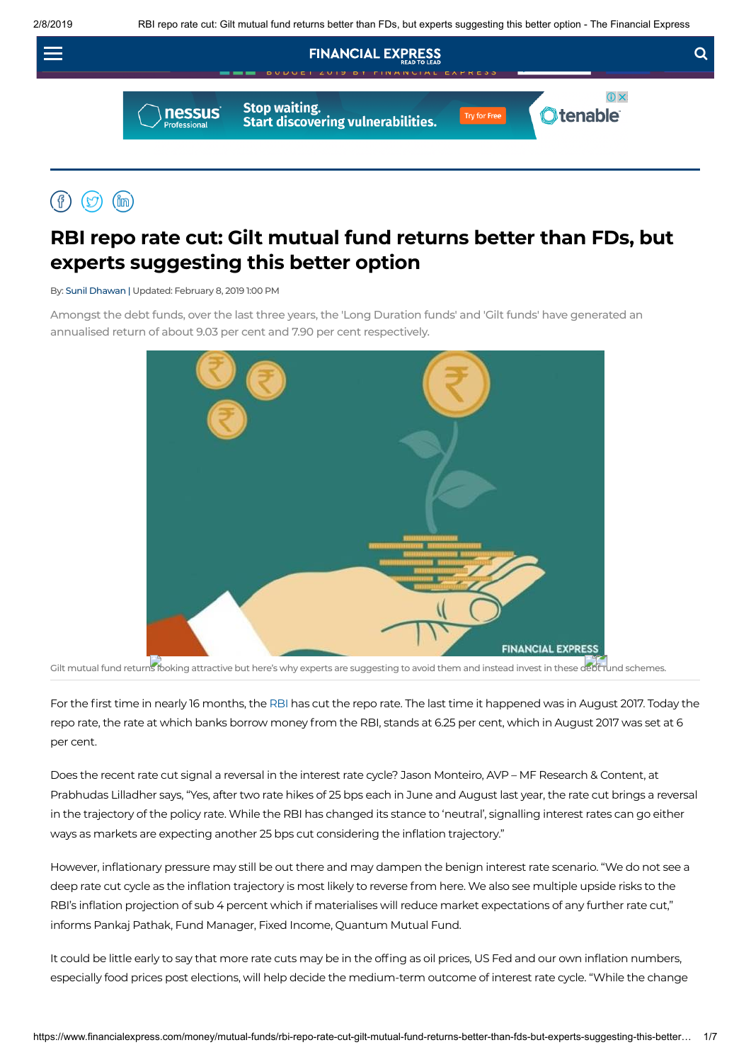# RBI repo rate cut: Gilt mutual fund returns better than FDs, but experts suggesting this better option

By: Sunil Dhawan | Updated: February 8, 2019 1:00 PM

Amongst the debt funds, over the last three years, the 'Long Duration funds' and 'Gilt funds' have generated an annualised return of about 9.03 per cent and 7.90 per cent respectively.

Gilt mutual fund returns looking attractive but here's why experts are suggesting to avoid them and instead invest in these debt fund schemes.

For the first time in nearly 16 months, the RBI has cut the repo rate. The last time it happened was in August 2017. Today the repo rate, the rate at which banks borrow money from the RBI, stands at 6.25 per cent, which in August 2017 was set at 6 per cent.

Does the recent rate cut signal a reversal in the interest rate cycle? Jason Monteiro, AVP – MF Research & Content, at Prabhudas Lilladher says, "Yes, after two rate hikes of 25 bps each in June and August last year, the rate cut brings a reversal in the trajectory of the policy rate. While the RBI has changed its stance to 'neutral', signalling interest rates can go either ways as markets are expecting another 25 bps cut considering the inflation trajectory."

However, inflationary pressure may still be out there and may dampen the benign interest rate scenario. "We do not see a deep rate cut cycle as the inflation trajectory is most likely to reverse from here. We also see multiple upside risks to the RBI's inflation projection of sub 4 percent which if materialises will reduce market expectations of any further rate cut," informs Pankaj Pathak, Fund Manager, Fixed Income, Quantum Mutual Fund.

It could be little early to say that more rate cuts may be in the offing as oil prices, US Fed and our own inflation numbers, especially food prices post elections, will help decide the medium-term outcome of interest rate cycle. "While the change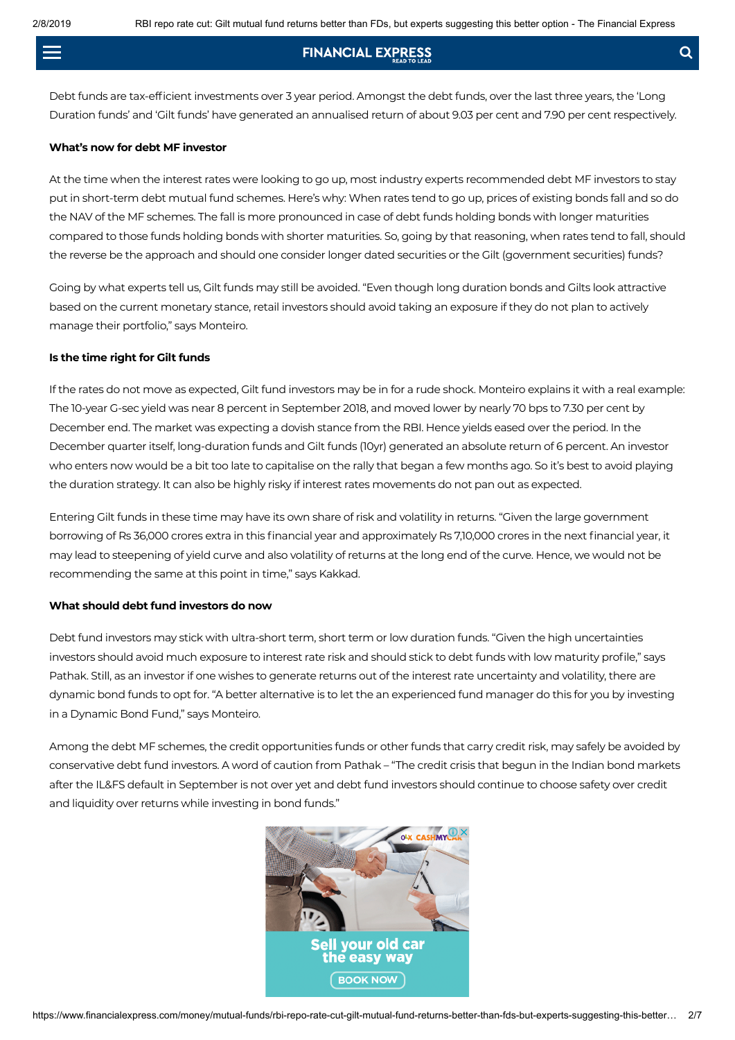Debt funds are tax-efficient investments over 3 year period. Amongst the debt funds, over the last three years, the 'Long Duration funds' and 'Gilt funds' have generated an annualised return of about 9.03 per cent and 7.90 per cent respectively.

**What's now for debt MF investor**

At the time when the interest rates were looking to go up, most industry experts recommended debt MF investors to stay put in short-term debt mutual fund schemes. Here's why: When rates tend to go up, prices of existing bonds fall and so do the NAV of the MF schemes. The fall is more pronounced in case of debt funds holding bonds with longer maturities compared to those funds holding bonds with shorter maturities. So, going by that reasoning, when rates tend to fall, should the reverse be the approach and should one consider longer dated securities or the Gilt (government securities) funds?

Going by what experts tell us, Gilt funds may still be avoided. "Even though long duration bonds and Gilts look attractive based on the current monetary stance, retail investors should avoid taking an exposure if they do not plan to actively manage their portfolio," says Monteiro.

**Is the time right for Gilt funds**

If the rates do not move as expected, Gilt fund investors may be in for a rude shock. Monteiro explains it with a real example: The 10-year G-sec yield was near 8 percent in September 2018, and moved lower by nearly 70 bps to 7.30 per cent by December end. The market was expecting a dovish stance from the RBI. Hence yields eased over the period. In the December quarter itself, long-duration funds and Gilt funds (10yr) generated an absolute return of 6 percent. An investor who enters now would be a bit too late to capitalise on the rally that began a few months ago. So it's best to avoid playing the duration strategy. It can also be highly risky if interest rates movements do not pan out as expected.

Entering Gilt funds in these time may have its own share of risk and volatility in returns. "Given the large government borrowing of Rs 36,000 crores extra in this financial year and approximately Rs 7,10,000 crores in the next financial year, it may lead to steepening of yield curve and also volatility of returns at the long end of the curve. Hence, we would not be recommending the same at this point in time," says Kakkad.

**What should debt fund investors do now**

Debt fund investors may stick with ultra-short term, short term or low duration funds. "Given the high uncertainties investors should avoid much exposure to interest rate risk and should stick to debt funds with low maturity profile," says Pathak. Still, as an investor if one wishes to generate returns out of the interest rate uncertainty and volatility, there are dynamic bond funds to opt for. "A better alternative is to let the an experienced fund manager do this for you by investing in a Dynamic Bond Fund," says Monteiro.

Among the debt MF schemes, the credit opportunities funds or other funds that carry credit risk, may safely be avoided by conservative debt fund investors. A word of caution from Pathak – "The credit crisis that begun in the Indian bond markets after the IL&FS default in September is not over yet and debt fund investors should continue to choose safety over credit and liquidity over returns while investing in bond funds."